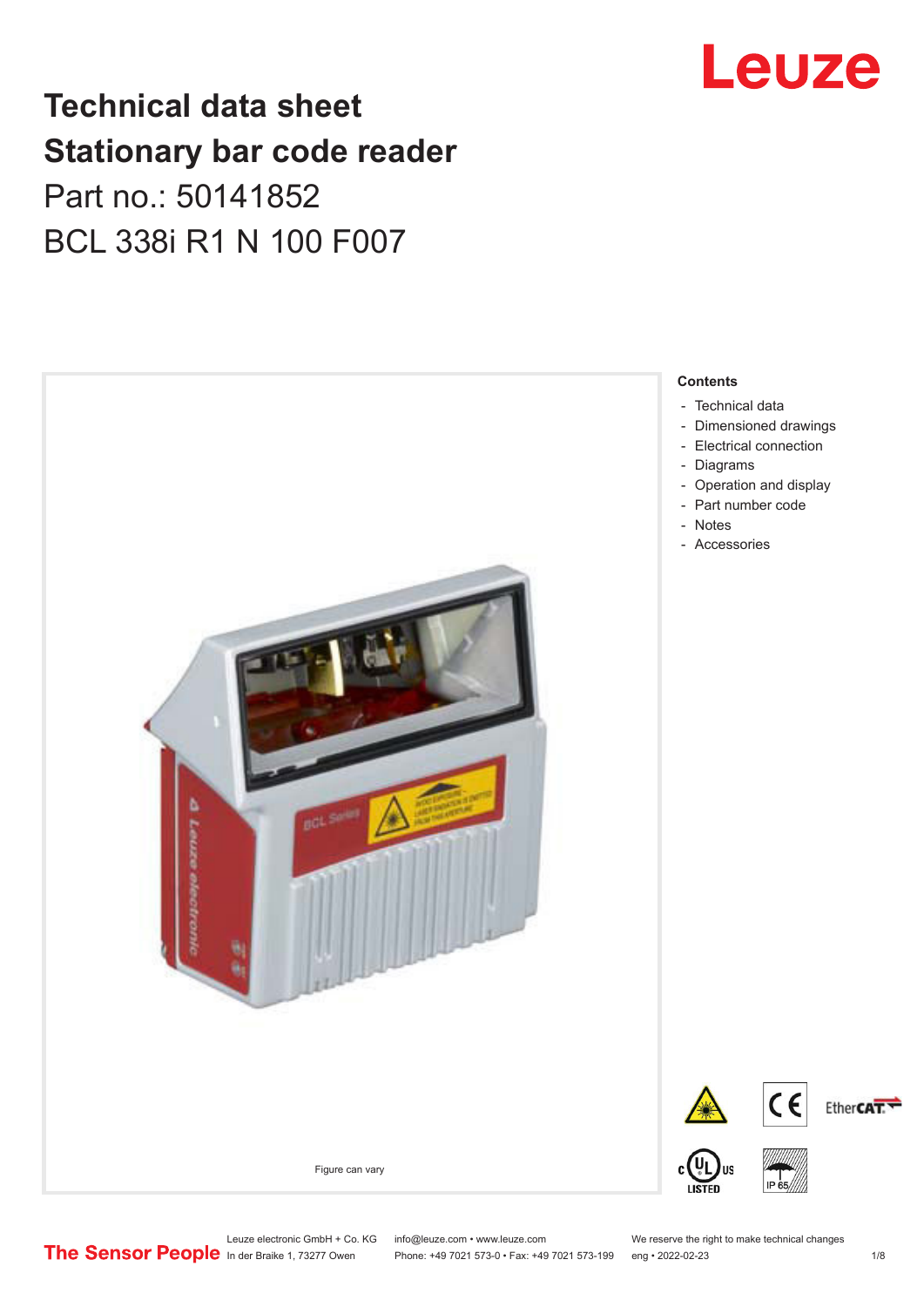# Technical data sheet
# Stationary bar code reader

Part no.: 50141852

BCL 338i R1 N 100 F007

Figure can vary

**Contents**

- Technical data
- Dimensioned drawings
- Electrical connection
- Diagrams
- Operation and display
- Part number code
- Notes
- Accessories

Leuze electronic GmbH + Co. KG
In der Braike 1, 73277 Owen

info@leuze.com • www.leuze.com
Phone: +49 7021 573-0 • Fax: +49 7021 573-199

We reserve the right to make technical changes
eng • 2022-02-23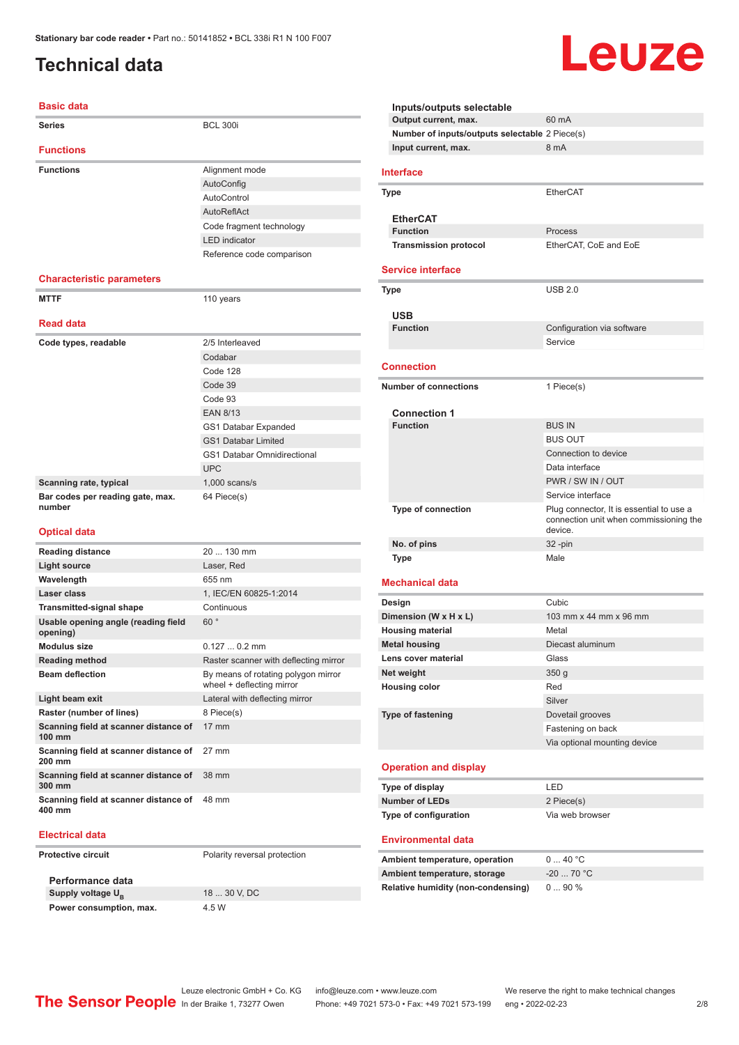# Technical data

## Basic data

| | |
|---|---|
| **Series** | BCL 300i |

## Functions

| | |
|---|---|
| **Functions** | Alignment mode |
| | AutoConfig |
| | AutoControl |
| | AutoReflAct |
| | Code fragment technology |
| | LED indicator |
| | Reference code comparison |

## Characteristic parameters

| | |
|---|---|
| **MTTF** | 110 years |

## Read data

| | |
|---|---|
| **Code types, readable** | 2/5 Interleaved |
| | Codabar |
| | Code 128 |
| | Code 39 |
| | Code 93 |
| | EAN 8/13 |
| | GS1 Databar Expanded |
| | GS1 Databar Limited |
| | GS1 Databar Omnidirectional |
| | UPC |
| **Scanning rate, typical** | 1,000 scans/s |
| **Bar codes per reading gate, max. number** | 64 Piece(s) |

## Optical data

| | |
|---|---|
| **Reading distance** | 20 ... 130 mm |
| **Light source** | Laser, Red |
| **Wavelength** | 655 nm |
| **Laser class** | 1, IEC/EN 60825-1:2014 |
| **Transmitted-signal shape** | Continuous |
| **Usable opening angle (reading field opening)** | 60 ° |
| **Modulus size** | 0.127 ... 0.2 mm |
| **Reading method** | Raster scanner with deflecting mirror |
| **Beam deflection** | By means of rotating polygon mirror wheel + deflecting mirror |
| **Light beam exit** | Lateral with deflecting mirror |
| **Raster (number of lines)** | 8 Piece(s) |
| **Scanning field at scanner distance of 100 mm** | 17 mm |
| **Scanning field at scanner distance of 200 mm** | 27 mm |
| **Scanning field at scanner distance of 300 mm** | 38 mm |
| **Scanning field at scanner distance of 400 mm** | 48 mm |

## Electrical data

| | |
|---|---|
| **Protective circuit** | Polarity reversal protection |

### Performance data

| | |
|---|---|
| **Supply voltage $U_B$** | 18 ... 30 V, DC |
| **Power consumption, max.** | 4.5 W |

### Inputs/outputs selectable

| | |
|---|---|
| **Output current, max.** | 60 mA |
| **Number of inputs/outputs selectable** | 2 Piece(s) |
| **Input current, max.** | 8 mA |

## Interface

| | |
|---|---|
| **Type** | EtherCAT |

### EtherCAT

| | |
|---|---|
| **Function** | Process |
| **Transmission protocol** | EtherCAT, CoE and EoE |

## Service interface

| | |
|---|---|
| **Type** | USB 2.0 |

### USB

| | |
|---|---|
| **Function** | Configuration via software |
| | Service |

## Connection

| | |
|---|---|
| **Number of connections** | 1 Piece(s) |

### Connection 1

| | |
|---|---|
| **Function** | BUS IN |
| | BUS OUT |
| | Connection to device |
| | Data interface |
| | PWR / SW IN / OUT |
| | Service interface |
| **Type of connection** | Plug connector, It is essential to use a connection unit when commissioning the device. |
| **No. of pins** | 32 -pin |
| **Type** | Male |

## Mechanical data

| | |
|---|---|
| **Design** | Cubic |
| **Dimension (W x H x L)** | 103 mm x 44 mm x 96 mm |
| **Housing material** | Metal |
| **Metal housing** | Diecast aluminum |
| **Lens cover material** | Glass |
| **Net weight** | 350 g |
| **Housing color** | Red |
| | Silver |
| **Type of fastening** | Dovetail grooves |
| | Fastening on back |
| | Via optional mounting device |

## Operation and display

| | |
|---|---|
| **Type of display** | LED |
| **Number of LEDs** | 2 Piece(s) |
| **Type of configuration** | Via web browser |

## Environmental data

| | |
|---|---|
| **Ambient temperature, operation** | 0 ... 40 °C |
| **Ambient temperature, storage** | -20 ... 70 °C |
| **Relative humidity (non-condensing)** | 0 ... 90 % |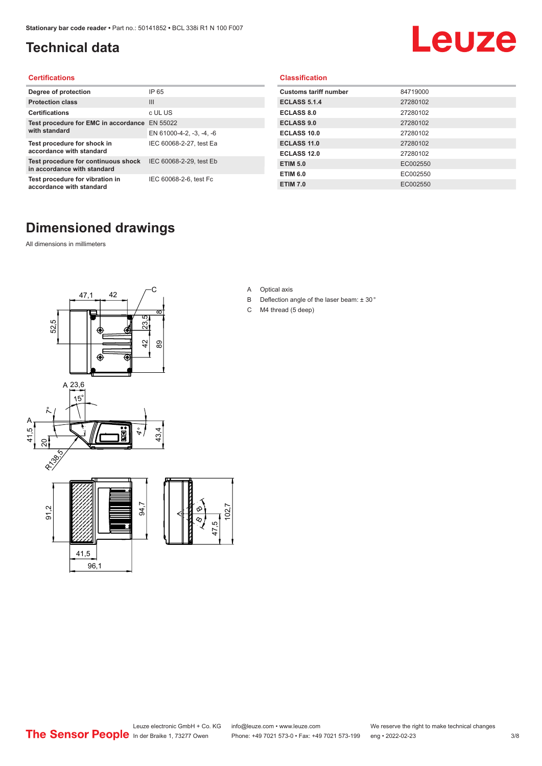# Technical data

## Certifications

| | |
|---|---|
| Degree of protection | IP 65 |
| Protection class | III |
| Certifications | c UL US |
| Test procedure for EMC in accordance with standard | EN 55022 |
| | EN 61000-4-2, -3, -4, -6 |
| Test procedure for shock in accordance with standard | IEC 60068-2-27, test Ea |
| Test procedure for continuous shock in accordance with standard | IEC 60068-2-29, test Eb |
| Test procedure for vibration in accordance with standard | IEC 60068-2-6, test Fc |

## Classification

| | |
|---|---|
| Customs tariff number | 84719000 |
| ECLASS 5.1.4 | 27280102 |
| ECLASS 8.0 | 27280102 |
| ECLASS 9.0 | 27280102 |
| ECLASS 10.0 | 27280102 |
| ECLASS 11.0 | 27280102 |
| ECLASS 12.0 | 27280102 |
| ETIM 5.0 | EC002550 |
| ETIM 6.0 | EC002550 |
| ETIM 7.0 | EC002550 |

# Dimensioned drawings

All dimensions in millimeters

A Optical axis

B Deflection angle of the laser beam: ± 30 °

C M4 thread (5 deep)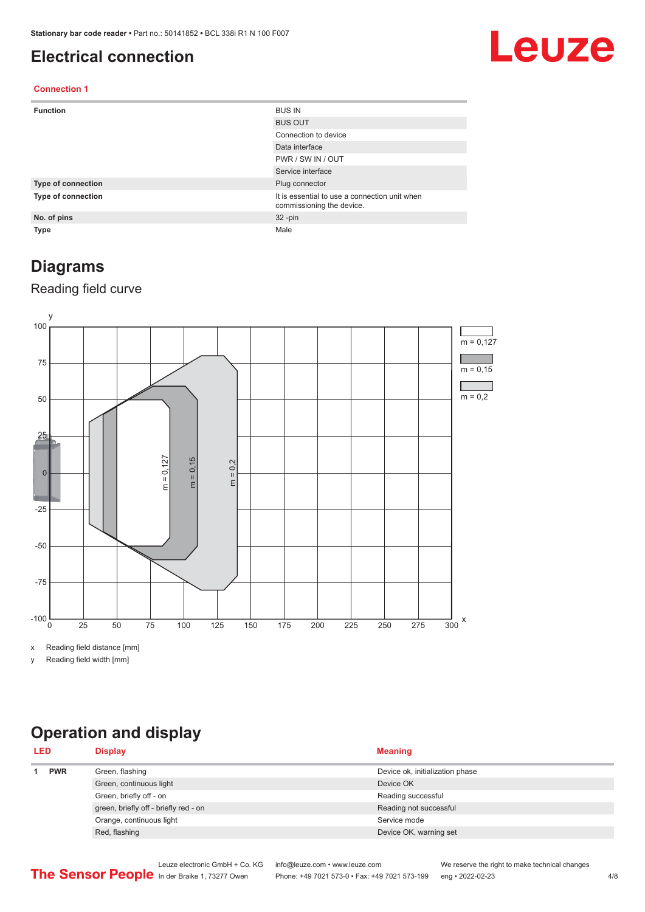# Electrical connection

### Connection 1

| | |
|---|---|
| **Function** | BUS IN |
| | BUS OUT |
| | Connection to device |
| | Data interface |
| | PWR / SW IN / OUT |
| | Service interface |
| **Type of connection** | Plug connector |
| **Type of connection** | It is essential to use a connection unit when commissioning the device. |
| **No. of pins** | 32 -pin |
| **Type** | Male |

# Diagrams

## Reading field curve

x Reading field distance [mm]

y Reading field width [mm]

# Operation and display

| LED | | Display | Meaning |
|---|---|---|---|
| 1 | **PWR** | Green, flashing | Device ok, initialization phase |
| | | Green, continuous light | Device OK |
| | | Green, briefly off - on | Reading successful |
| | | green, briefly off - briefly red - on | Reading not successful |
| | | Orange, continuous light | Service mode |
| | | Red, flashing | Device OK, warning set |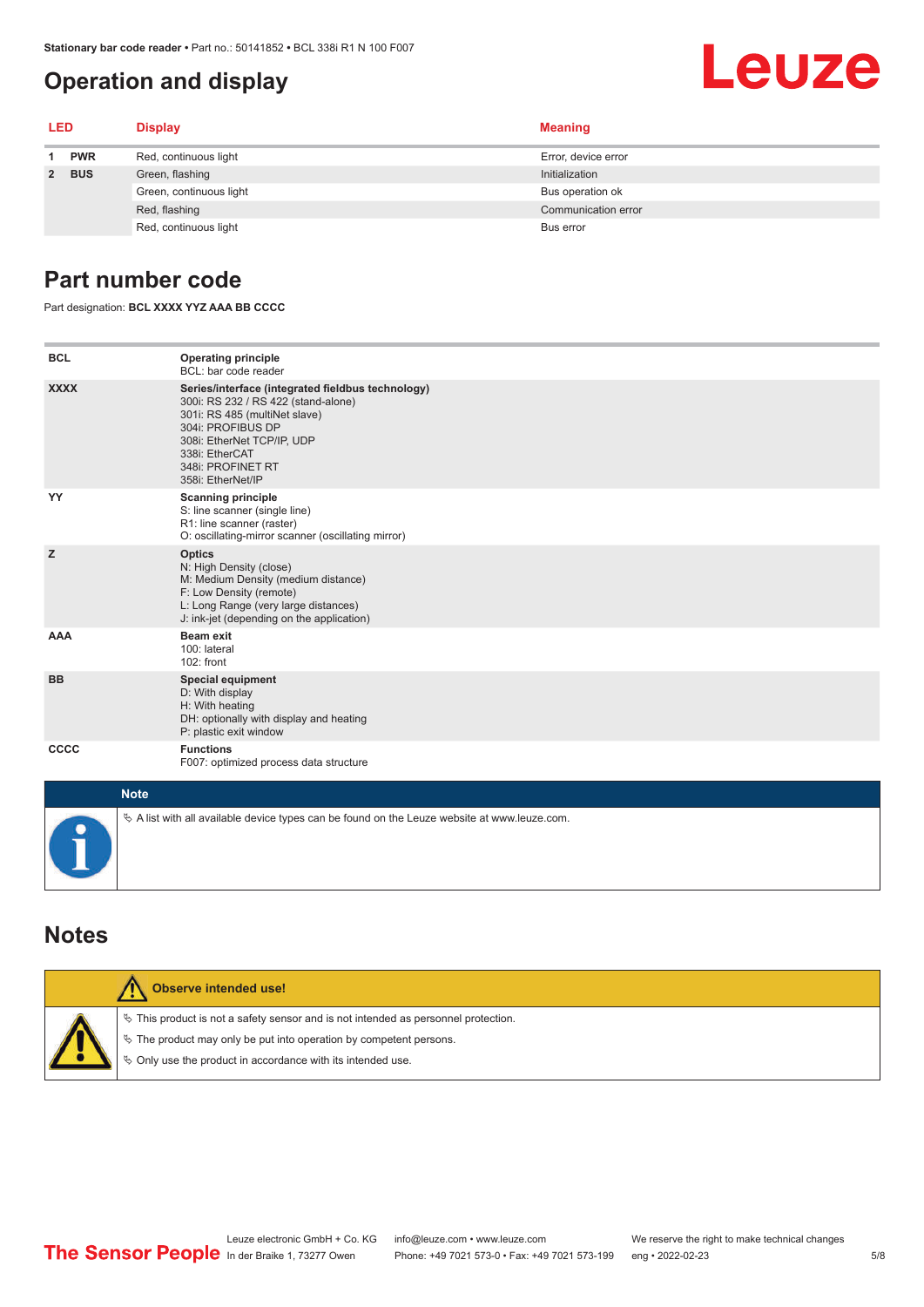## Operation and display

| LED | | Display | Meaning |
|---|---|---|---|
| 1 | PWR | Red, continuous light | Error, device error |
| 2 | BUS | Green, flashing | Initialization |
| | | Green, continuous light | Bus operation ok |
| | | Red, flashing | Communication error |
| | | Red, continuous light | Bus error |

## Part number code

Part designation: **BCL XXXX YYZ AAA BB CCCC**

| | |
|---|---|
| **BCL** | **Operating principle**<br>BCL: bar code reader |
| **XXXX** | **Series/interface (integrated fieldbus technology)**<br>300i: RS 232 / RS 422 (stand-alone)<br>301i: RS 485 (multiNet slave)<br>304i: PROFIBUS DP<br>308i: EtherNet TCP/IP, UDP<br>338i: EtherCAT<br>348i: PROFINET RT<br>358i: EtherNet/IP |
| **YY** | **Scanning principle**<br>S: line scanner (single line)<br>R1: line scanner (raster)<br>O: oscillating-mirror scanner (oscillating mirror) |
| **Z** | **Optics**<br>N: High Density (close)<br>M: Medium Density (medium distance)<br>F: Low Density (remote)<br>L: Long Range (very large distances)<br>J: ink-jet (depending on the application) |
| **AAA** | **Beam exit**<br>100: lateral<br>102: front |
| **BB** | **Special equipment**<br>D: With display<br>H: With heating<br>DH: optionally with display and heating<br>P: plastic exit window |
| **CCCC** | **Functions**<br>F007: optimized process data structure |

**Note**

- A list with all available device types can be found on the Leuze website at www.leuze.com.

## Notes

**Observe intended use!**

- This product is not a safety sensor and is not intended as personnel protection.
- The product may only be put into operation by competent persons.
- Only use the product in accordance with its intended use.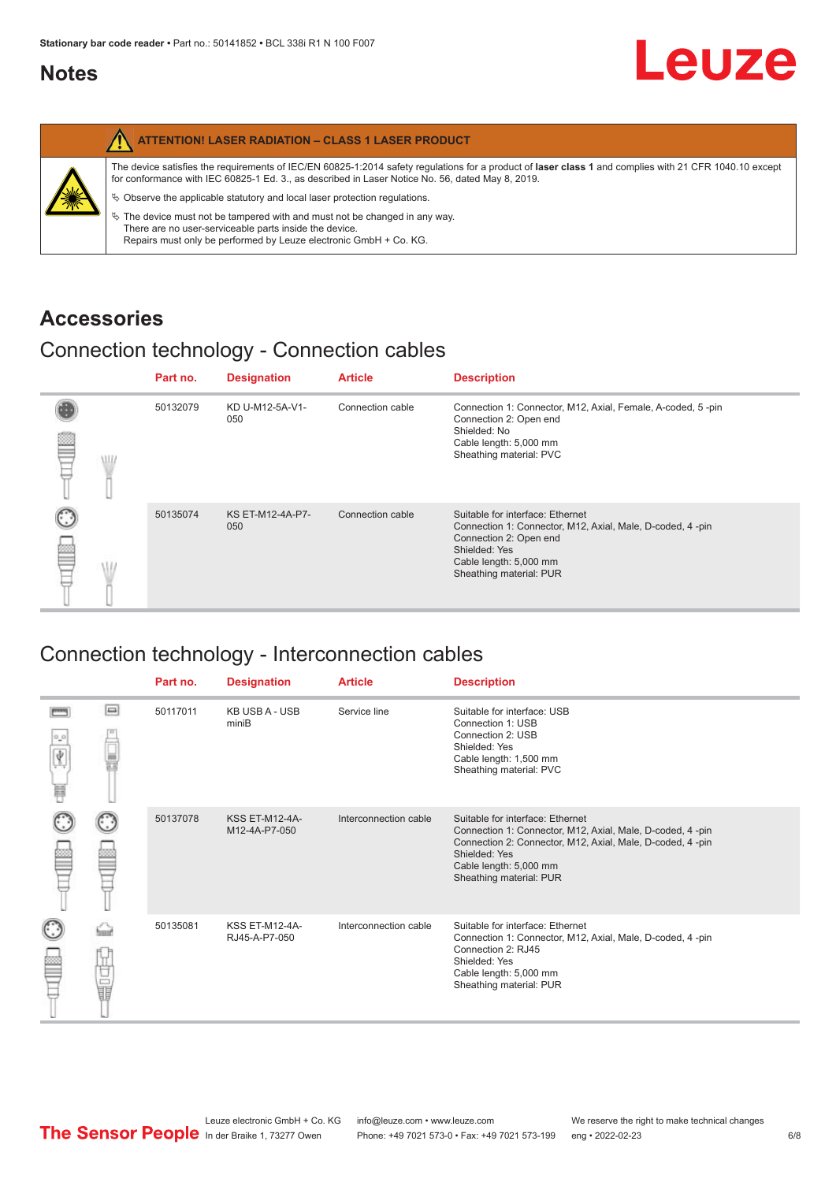## Notes

| ATTENTION! LASER RADIATION – CLASS 1 LASER PRODUCT |
|---|
| The device satisfies the requirements of IEC/EN 60825-1:2014 safety regulations for a product of **laser class 1** and complies with 21 CFR 1040.10 except for conformance with IEC 60825-1 Ed. 3., as described in Laser Notice No. 56, dated May 8, 2019. |
| ↳ Observe the applicable statutory and local laser protection regulations. |
| ↳ The device must not be tampered with and must not be changed in any way. There are no user-serviceable parts inside the device. Repairs must only be performed by Leuze electronic GmbH + Co. KG. |

## Accessories

### Connection technology - Connection cables

| Part no. | Designation | Article | Description |
|---|---|---|---|
| 50132079 | KD U-M12-5A-V1-050 | Connection cable | Connection 1: Connector, M12, Axial, Female, A-coded, 5 -pin<br>Connection 2: Open end<br>Shielded: No<br>Cable length: 5,000 mm<br>Sheathing material: PVC |
| 50135074 | KS ET-M12-4A-P7-050 | Connection cable | Suitable for interface: Ethernet<br>Connection 1: Connector, M12, Axial, Male, D-coded, 4 -pin<br>Connection 2: Open end<br>Shielded: Yes<br>Cable length: 5,000 mm<br>Sheathing material: PUR |

### Connection technology - Interconnection cables

| Part no. | Designation | Article | Description |
|---|---|---|---|
| 50117011 | KB USB A - USB miniB | Service line | Suitable for interface: USB<br>Connection 1: USB<br>Connection 2: USB<br>Shielded: Yes<br>Cable length: 1,500 mm<br>Sheathing material: PVC |
| 50137078 | KSS ET-M12-4A-M12-4A-P7-050 | Interconnection cable | Suitable for interface: Ethernet<br>Connection 1: Connector, M12, Axial, Male, D-coded, 4 -pin<br>Connection 2: Connector, M12, Axial, Male, D-coded, 4 -pin<br>Shielded: Yes<br>Cable length: 5,000 mm<br>Sheathing material: PUR |
| 50135081 | KSS ET-M12-4A-RJ45-A-P7-050 | Interconnection cable | Suitable for interface: Ethernet<br>Connection 1: Connector, M12, Axial, Male, D-coded, 4 -pin<br>Connection 2: RJ45<br>Shielded: Yes<br>Cable length: 5,000 mm<br>Sheathing material: PUR |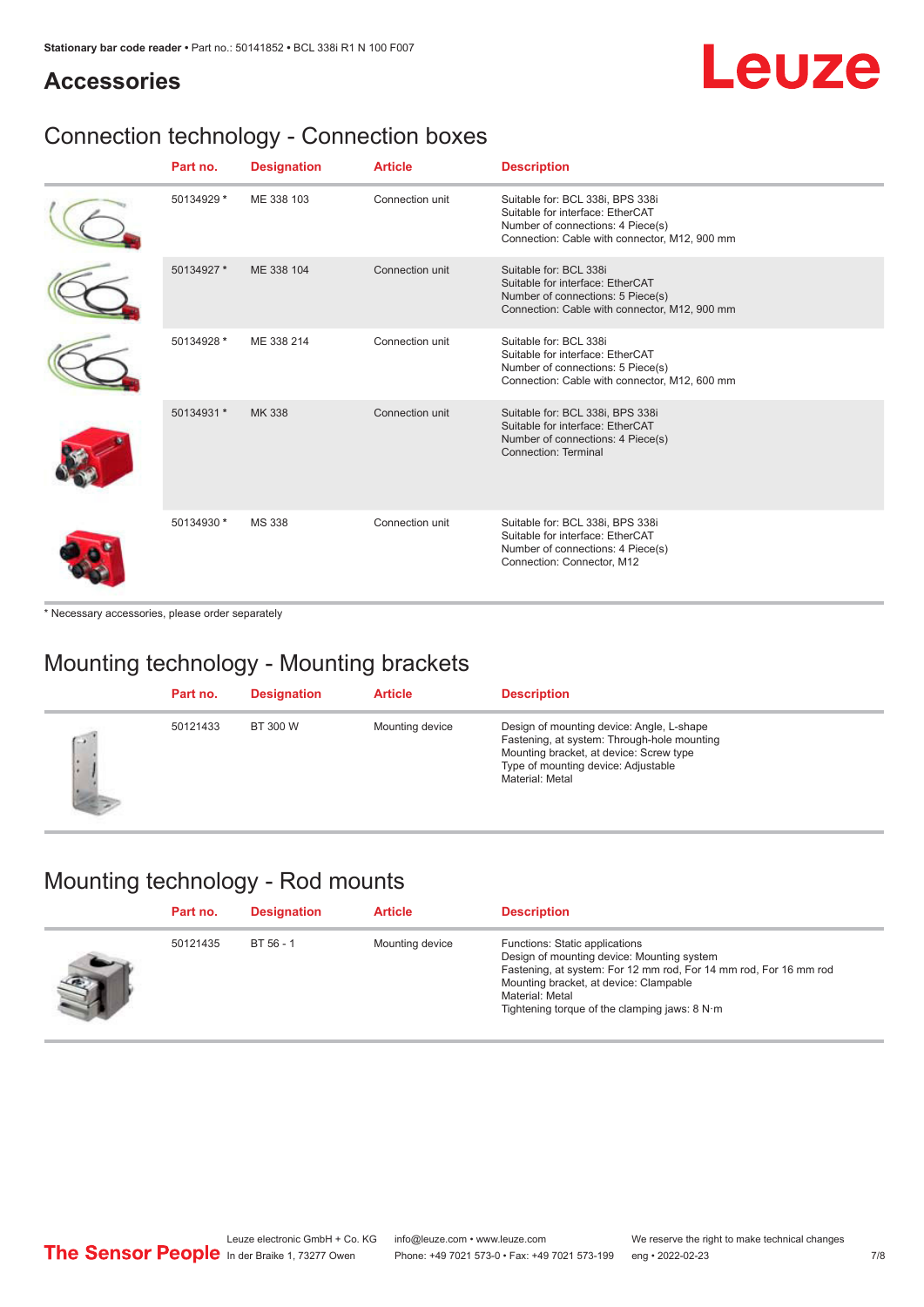## Accessories

### Connection technology - Connection boxes

| Part no. | Designation | Article | Description |
|---|---|---|---|
| 50134929 * | ME 338 103 | Connection unit | Suitable for: BCL 338i, BPS 338i<br>Suitable for interface: EtherCAT<br>Number of connections: 4 Piece(s)<br>Connection: Cable with connector, M12, 900 mm |
| 50134927 * | ME 338 104 | Connection unit | Suitable for: BCL 338i<br>Suitable for interface: EtherCAT<br>Number of connections: 5 Piece(s)<br>Connection: Cable with connector, M12, 900 mm |
| 50134928 * | ME 338 214 | Connection unit | Suitable for: BCL 338i<br>Suitable for interface: EtherCAT<br>Number of connections: 5 Piece(s)<br>Connection: Cable with connector, M12, 600 mm |
| 50134931 * | MK 338 | Connection unit | Suitable for: BCL 338i, BPS 338i<br>Suitable for interface: EtherCAT<br>Number of connections: 4 Piece(s)<br>Connection: Terminal |
| 50134930 * | MS 338 | Connection unit | Suitable for: BCL 338i, BPS 338i<br>Suitable for interface: EtherCAT<br>Number of connections: 4 Piece(s)<br>Connection: Connector, M12 |

* Necessary accessories, please order separately

### Mounting technology - Mounting brackets

| Part no. | Designation | Article | Description |
|---|---|---|---|
| 50121433 | BT 300 W | Mounting device | Design of mounting device: Angle, L-shape<br>Fastening, at system: Through-hole mounting<br>Mounting bracket, at device: Screw type<br>Type of mounting device: Adjustable<br>Material: Metal |

### Mounting technology - Rod mounts

| Part no. | Designation | Article | Description |
|---|---|---|---|
| 50121435 | BT 56 - 1 | Mounting device | Functions: Static applications<br>Design of mounting device: Mounting system<br>Fastening, at system: For 12 mm rod, For 14 mm rod, For 16 mm rod<br>Mounting bracket, at device: Clampable<br>Material: Metal<br>Tightening torque of the clamping jaws: 8 N·m |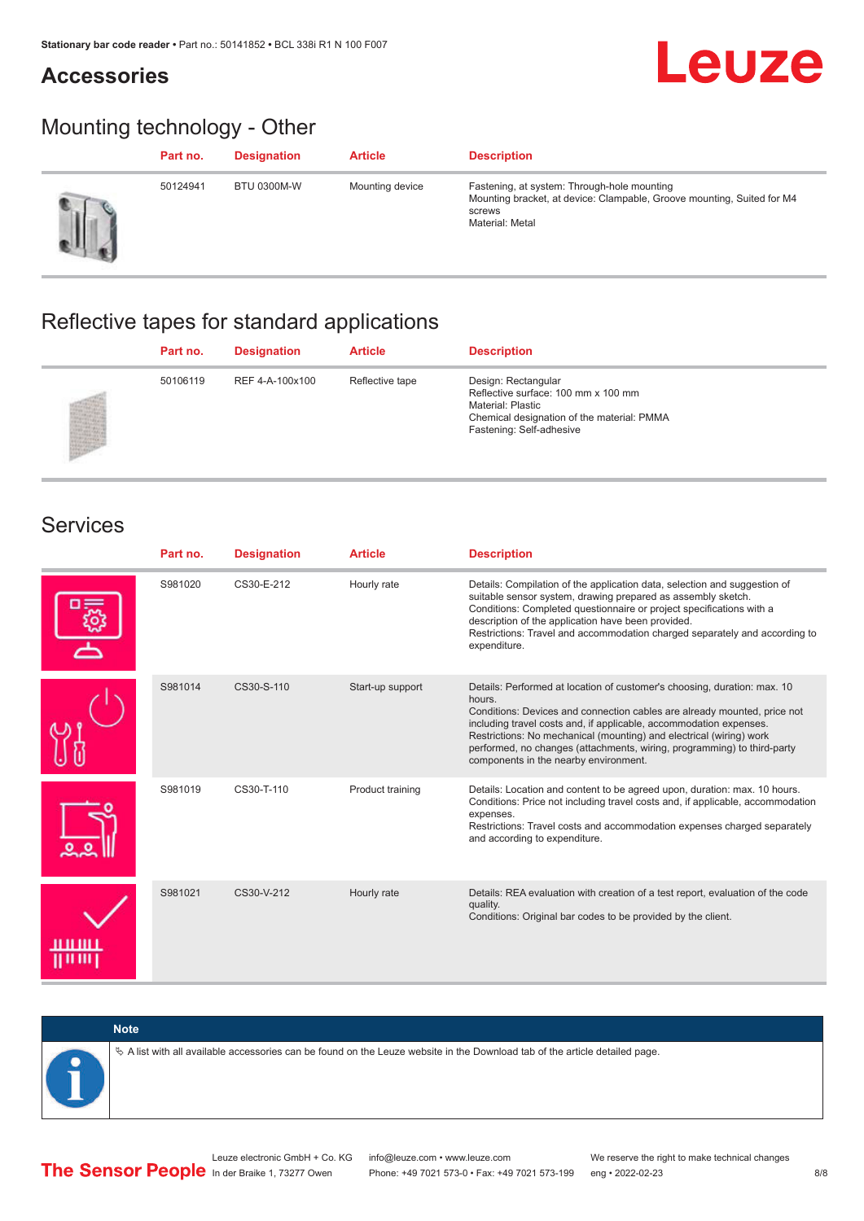## Accessories

### Mounting technology - Other

| Part no. | Designation | Article | Description |
|---|---|---|---|
| 50124941 | BTU 0300M-W | Mounting device | Fastening, at system: Through-hole mounting<br>Mounting bracket, at device: Clampable, Groove mounting, Suited for M4 screws<br>Material: Metal |

### Reflective tapes for standard applications

| Part no. | Designation | Article | Description |
|---|---|---|---|
| 50106119 | REF 4-A-100x100 | Reflective tape | Design: Rectangular<br>Reflective surface: 100 mm x 100 mm<br>Material: Plastic<br>Chemical designation of the material: PMMA<br>Fastening: Self-adhesive |

### Services

| Part no. | Designation | Article | Description |
|---|---|---|---|
| S981020 | CS30-E-212 | Hourly rate | Details: Compilation of the application data, selection and suggestion of suitable sensor system, drawing prepared as assembly sketch.<br>Conditions: Completed questionnaire or project specifications with a description of the application have been provided.<br>Restrictions: Travel and accommodation charged separately and according to expenditure. |
| S981014 | CS30-S-110 | Start-up support | Details: Performed at location of customer's choosing, duration: max. 10 hours.<br>Conditions: Devices and connection cables are already mounted, price not including travel costs and, if applicable, accommodation expenses.<br>Restrictions: No mechanical (mounting) and electrical (wiring) work performed, no changes (attachments, wiring, programming) to third-party components in the nearby environment. |
| S981019 | CS30-T-110 | Product training | Details: Location and content to be agreed upon, duration: max. 10 hours.<br>Conditions: Price not including travel costs and, if applicable, accommodation expenses.<br>Restrictions: Travel costs and accommodation expenses charged separately and according to expenditure. |
| S981021 | CS30-V-212 | Hourly rate | Details: REA evaluation with creation of a test report, evaluation of the code quality.<br>Conditions: Original bar codes to be provided by the client. |

**Note**

A list with all available accessories can be found on the Leuze website in the Download tab of the article detailed page.